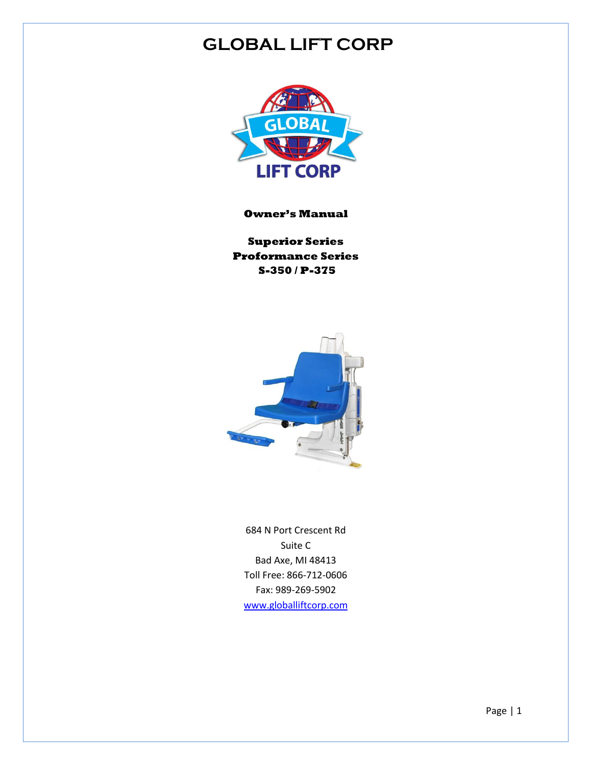# GLOBAL LIFT CORP

**Owner's Manual**

**Superior Series**
**Proformance Series**
**S-350 / P-375**

684 N Port Crescent Rd
Suite C
Bad Axe, MI 48413
Toll Free: 866-712-0606
Fax: 989-269-5902
www.globalliftcorp.com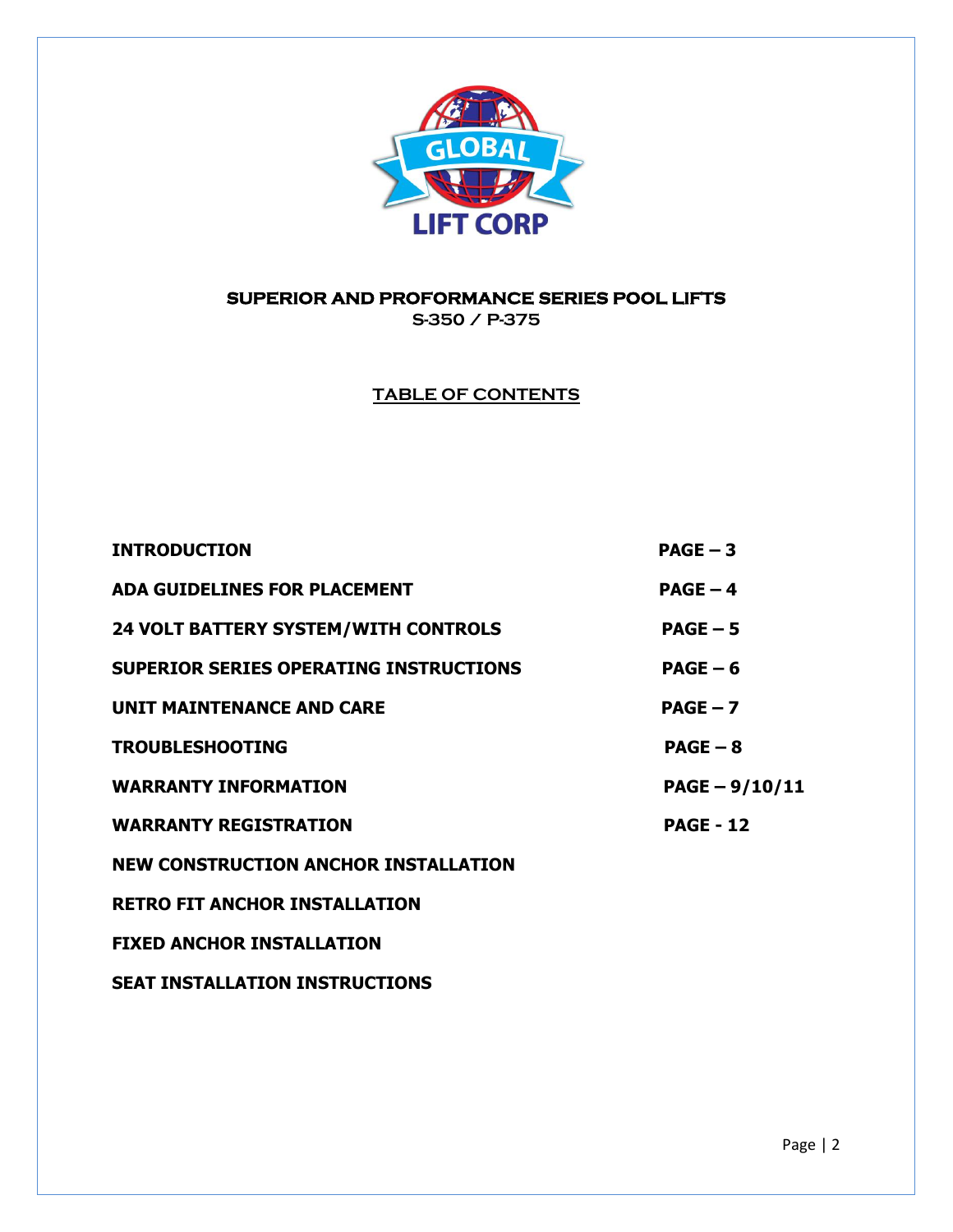GLOBAL LIFT CORP

# SUPERIOR AND PROFORMANCE SERIES POOL LIFTS

## S-350 / P-375

## TABLE OF CONTENTS

| | |
|---|---|
| **INTRODUCTION** | **PAGE – 3** |
| **ADA GUIDELINES FOR PLACEMENT** | **PAGE – 4** |
| **24 VOLT BATTERY SYSTEM/WITH CONTROLS** | **PAGE – 5** |
| **SUPERIOR SERIES OPERATING INSTRUCTIONS** | **PAGE – 6** |
| **UNIT MAINTENANCE AND CARE** | **PAGE – 7** |
| **TROUBLESHOOTING** | **PAGE – 8** |
| **WARRANTY INFORMATION** | **PAGE – 9/10/11** |
| **WARRANTY REGISTRATION** | **PAGE - 12** |
| **NEW CONSTRUCTION ANCHOR INSTALLATION** | |
| **RETRO FIT ANCHOR INSTALLATION** | |
| **FIXED ANCHOR INSTALLATION** | |
| **SEAT INSTALLATION INSTRUCTIONS** | |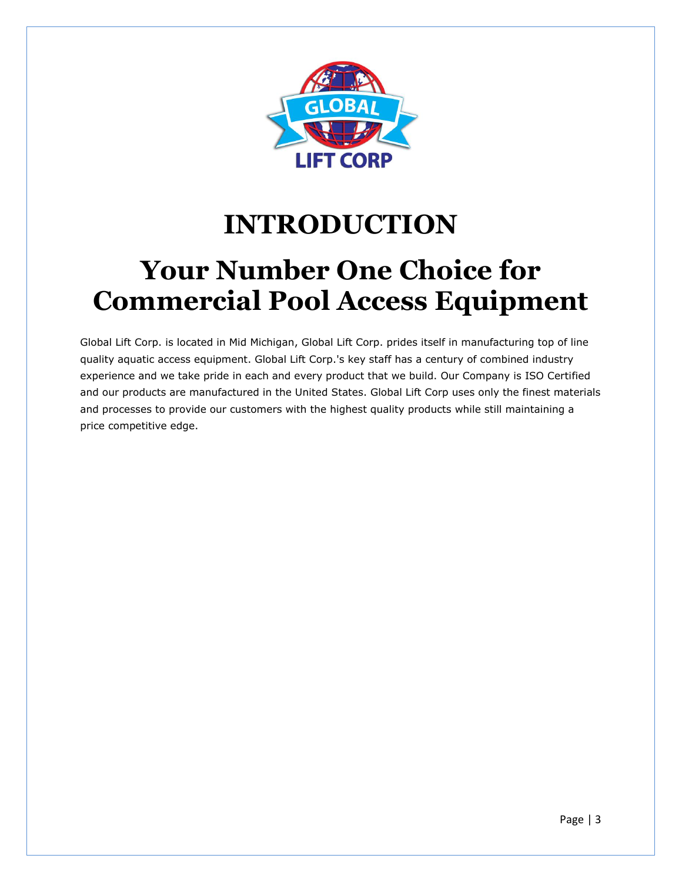# INTRODUCTION

## Your Number One Choice for Commercial Pool Access Equipment

Global Lift Corp. is located in Mid Michigan, Global Lift Corp. prides itself in manufacturing top of line quality aquatic access equipment. Global Lift Corp.'s key staff has a century of combined industry experience and we take pride in each and every product that we build. Our Company is ISO Certified and our products are manufactured in the United States. Global Lift Corp uses only the finest materials and processes to provide our customers with the highest quality products while still maintaining a price competitive edge.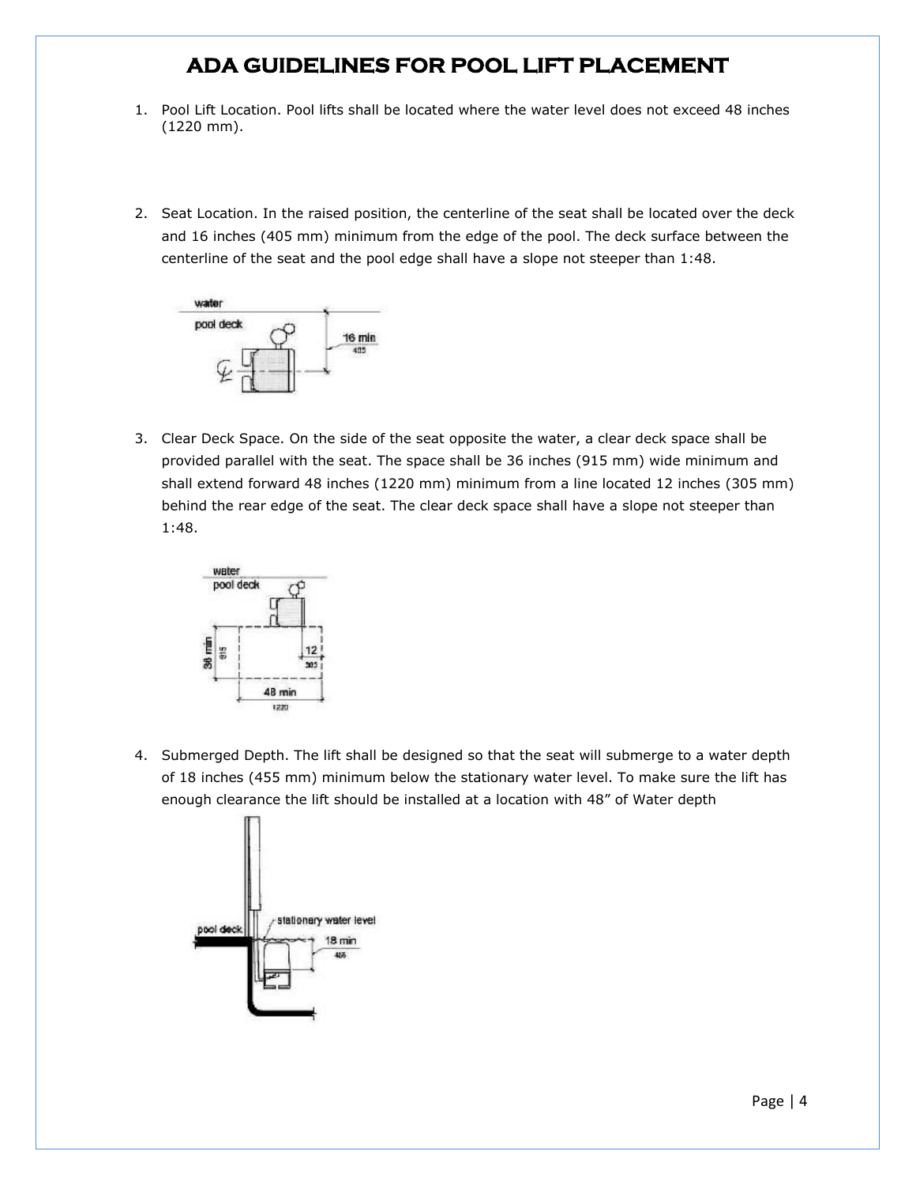# ADA GUIDELINES FOR POOL LIFT PLACEMENT

1. Pool Lift Location. Pool lifts shall be located where the water level does not exceed 48 inches (1220 mm).

2. Seat Location. In the raised position, the centerline of the seat shall be located over the deck and 16 inches (405 mm) minimum from the edge of the pool. The deck surface between the centerline of the seat and the pool edge shall have a slope not steeper than 1:48.

3. Clear Deck Space. On the side of the seat opposite the water, a clear deck space shall be provided parallel with the seat. The space shall be 36 inches (915 mm) wide minimum and shall extend forward 48 inches (1220 mm) minimum from a line located 12 inches (305 mm) behind the rear edge of the seat. The clear deck space shall have a slope not steeper than 1:48.

4. Submerged Depth. The lift shall be designed so that the seat will submerge to a water depth of 18 inches (455 mm) minimum below the stationary water level. To make sure the lift has enough clearance the lift should be installed at a location with 48" of Water depth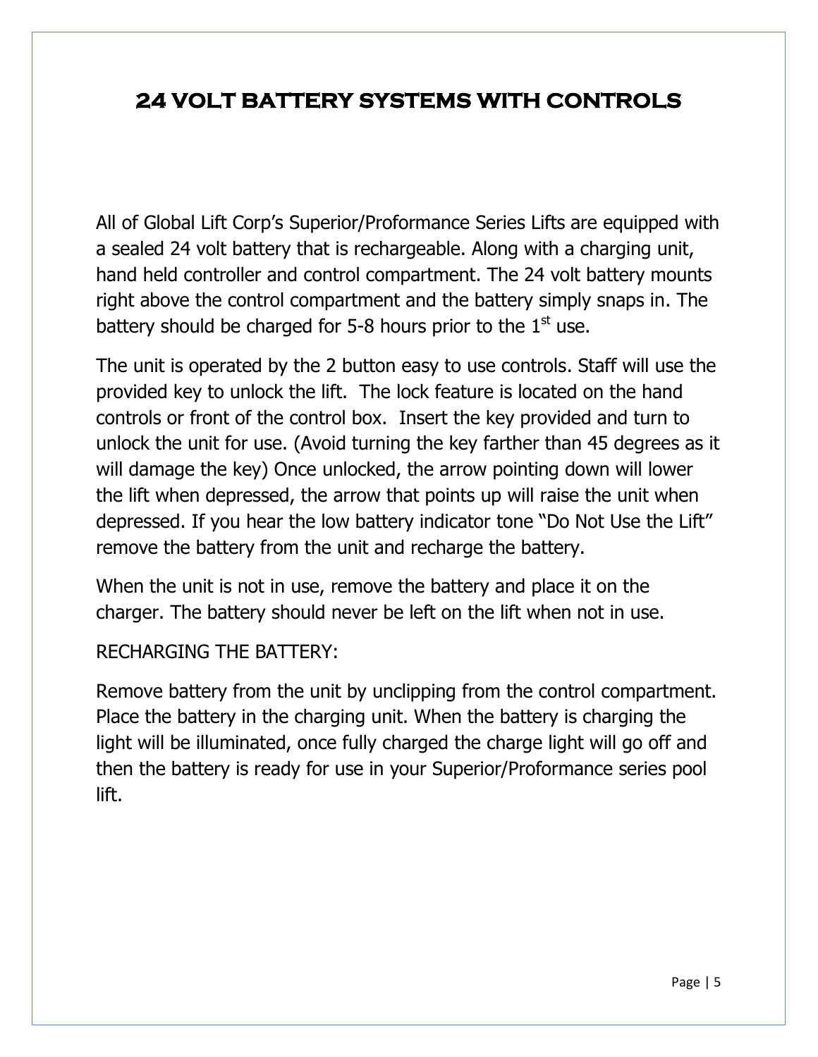# 24 VOLT BATTERY SYSTEMS WITH CONTROLS

All of Global Lift Corp's Superior/Proformance Series Lifts are equipped with a sealed 24 volt battery that is rechargeable. Along with a charging unit, hand held controller and control compartment. The 24 volt battery mounts right above the control compartment and the battery simply snaps in. The battery should be charged for 5-8 hours prior to the 1st use.

The unit is operated by the 2 button easy to use controls. Staff will use the provided key to unlock the lift. The lock feature is located on the hand controls or front of the control box. Insert the key provided and turn to unlock the unit for use. (Avoid turning the key farther than 45 degrees as it will damage the key) Once unlocked, the arrow pointing down will lower the lift when depressed, the arrow that points up will raise the unit when depressed. If you hear the low battery indicator tone "Do Not Use the Lift" remove the battery from the unit and recharge the battery.

When the unit is not in use, remove the battery and place it on the charger. The battery should never be left on the lift when not in use.

RECHARGING THE BATTERY:

Remove battery from the unit by unclipping from the control compartment. Place the battery in the charging unit. When the battery is charging the light will be illuminated, once fully charged the charge light will go off and then the battery is ready for use in your Superior/Proformance series pool lift.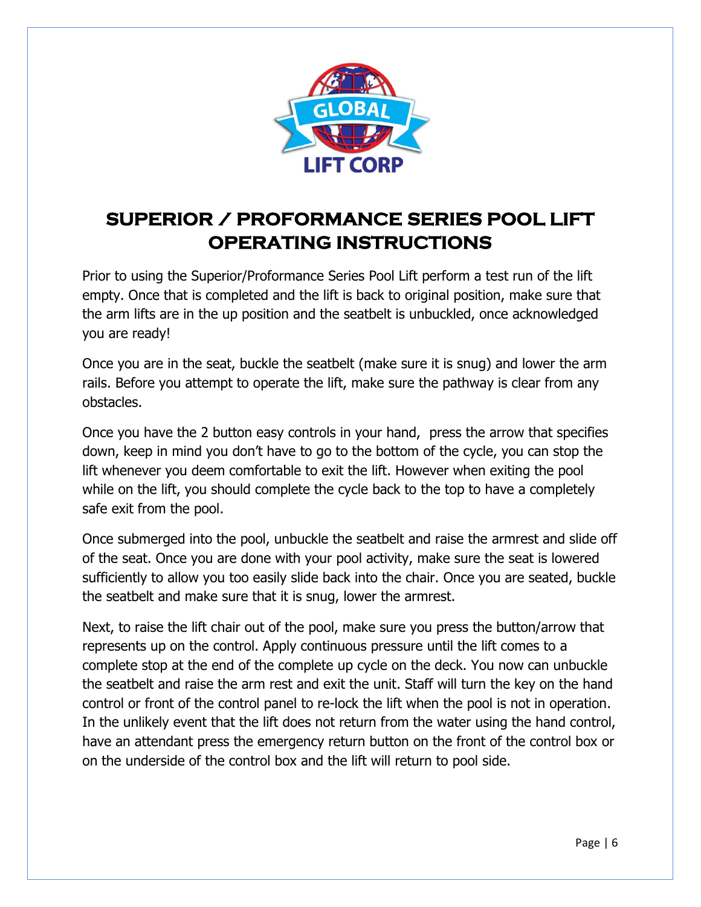# SUPERIOR / PROFORMANCE SERIES POOL LIFT OPERATING INSTRUCTIONS

Prior to using the Superior/Proformance Series Pool Lift perform a test run of the lift empty. Once that is completed and the lift is back to original position, make sure that the arm lifts are in the up position and the seatbelt is unbuckled, once acknowledged you are ready!

Once you are in the seat, buckle the seatbelt (make sure it is snug) and lower the arm rails. Before you attempt to operate the lift, make sure the pathway is clear from any obstacles.

Once you have the 2 button easy controls in your hand,  press the arrow that specifies down, keep in mind you don't have to go to the bottom of the cycle, you can stop the lift whenever you deem comfortable to exit the lift. However when exiting the pool while on the lift, you should complete the cycle back to the top to have a completely safe exit from the pool.

Once submerged into the pool, unbuckle the seatbelt and raise the armrest and slide off of the seat. Once you are done with your pool activity, make sure the seat is lowered sufficiently to allow you too easily slide back into the chair. Once you are seated, buckle the seatbelt and make sure that it is snug, lower the armrest.

Next, to raise the lift chair out of the pool, make sure you press the button/arrow that represents up on the control. Apply continuous pressure until the lift comes to a complete stop at the end of the complete up cycle on the deck. You now can unbuckle the seatbelt and raise the arm rest and exit the unit. Staff will turn the key on the hand control or front of the control panel to re-lock the lift when the pool is not in operation. In the unlikely event that the lift does not return from the water using the hand control, have an attendant press the emergency return button on the front of the control box or on the underside of the control box and the lift will return to pool side.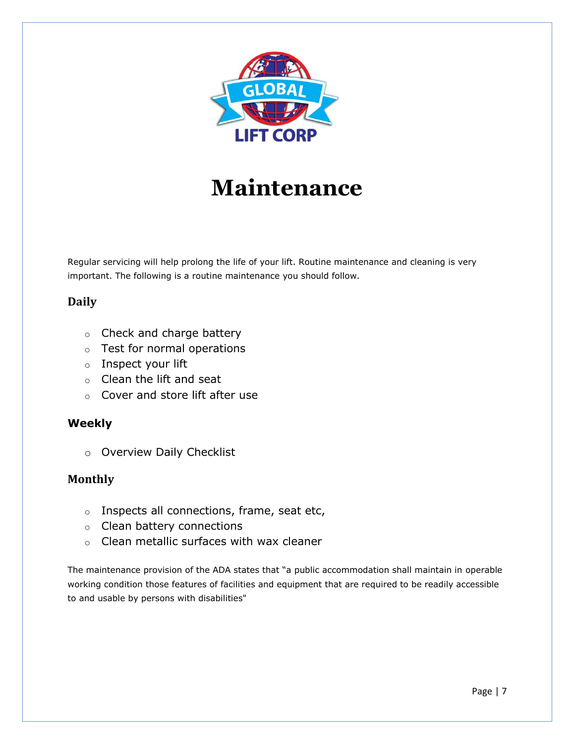# Maintenance

Regular servicing will help prolong the life of your lift. Routine maintenance and cleaning is very important. The following is a routine maintenance you should follow.

## Daily

- Check and charge battery
- Test for normal operations
- Inspect your lift
- Clean the lift and seat
- Cover and store lift after use

## Weekly

- Overview Daily Checklist

## Monthly

- Inspects all connections, frame, seat etc,
- Clean battery connections
- Clean metallic surfaces with wax cleaner

The maintenance provision of the ADA states that "a public accommodation shall maintain in operable working condition those features of facilities and equipment that are required to be readily accessible to and usable by persons with disabilities"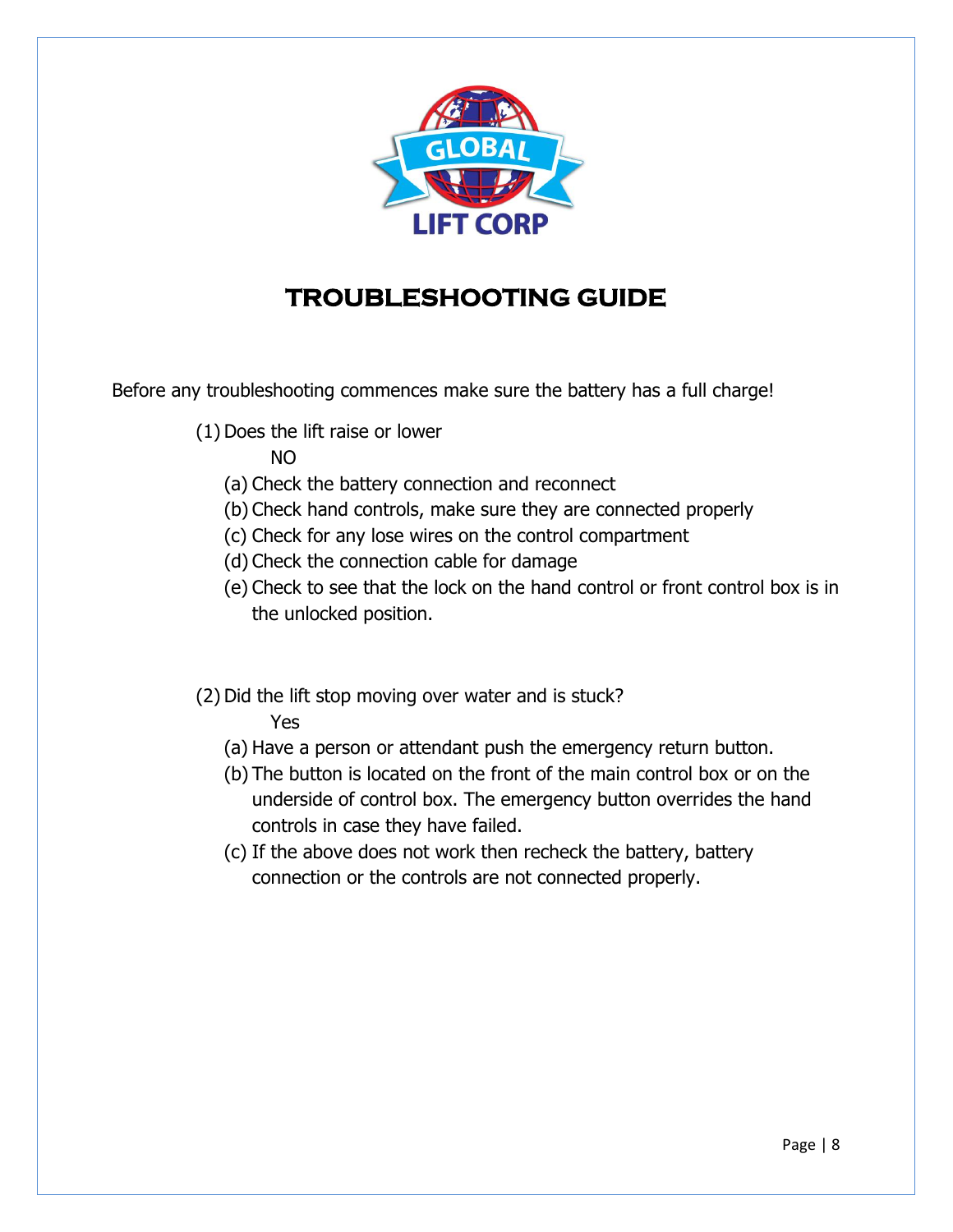GLOBAL

LIFT CORP

# TROUBLESHOOTING GUIDE

Before any troubleshooting commences make sure the battery has a full charge!

(1) Does the lift raise or lower

NO

(a) Check the battery connection and reconnect
(b) Check hand controls, make sure they are connected properly
(c) Check for any lose wires on the control compartment
(d) Check the connection cable for damage
(e) Check to see that the lock on the hand control or front control box is in the unlocked position.

(2) Did the lift stop moving over water and is stuck?

Yes

(a) Have a person or attendant push the emergency return button.
(b) The button is located on the front of the main control box or on the underside of control box. The emergency button overrides the hand controls in case they have failed.
(c) If the above does not work then recheck the battery, battery connection or the controls are not connected properly.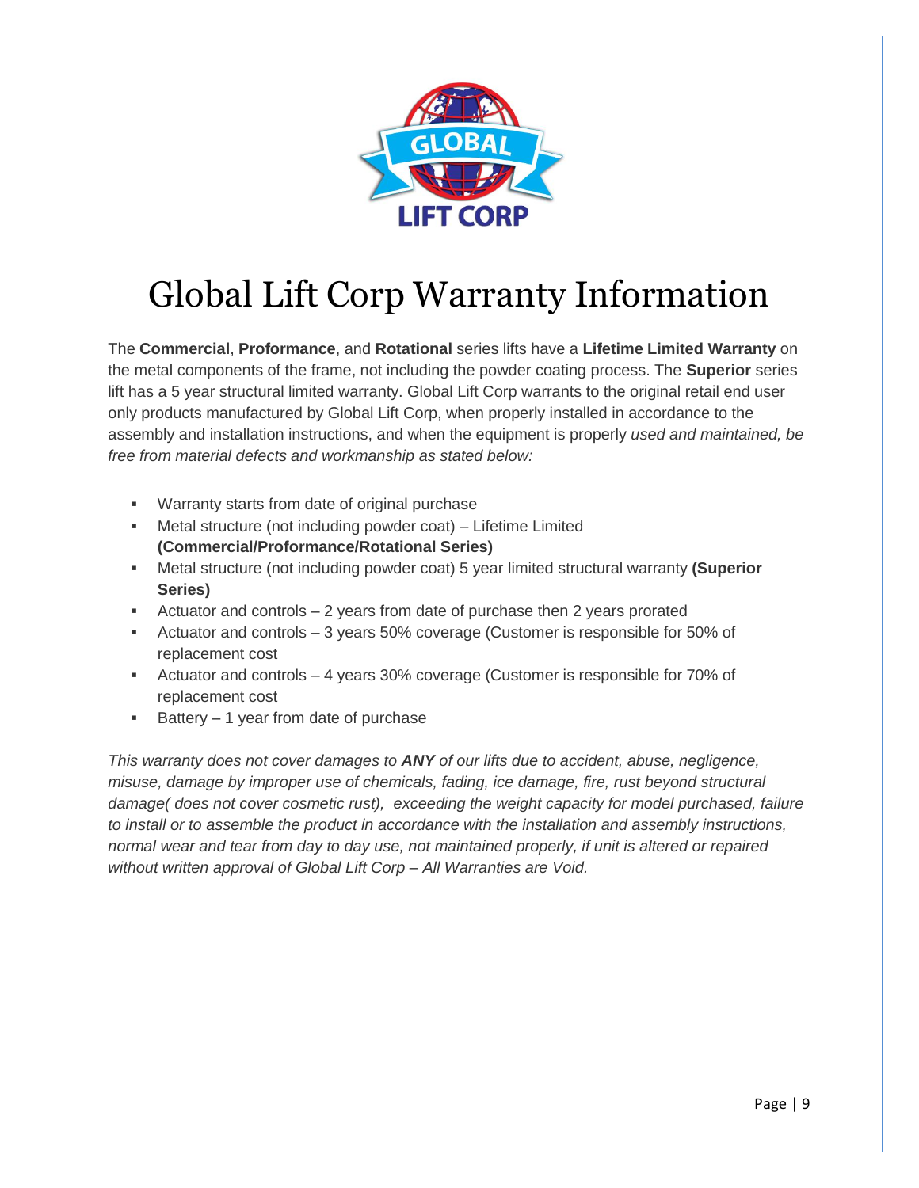# Global Lift Corp Warranty Information

The **Commercial**, **Proformance**, and **Rotational** series lifts have a **Lifetime Limited Warranty** on the metal components of the frame, not including the powder coating process. The **Superior** series lift has a 5 year structural limited warranty. Global Lift Corp warrants to the original retail end user only products manufactured by Global Lift Corp, when properly installed in accordance to the assembly and installation instructions, and when the equipment is properly *used and maintained, be free from material defects and workmanship as stated below:*

- Warranty starts from date of original purchase
- Metal structure (not including powder coat) – Lifetime Limited **(Commercial/Proformance/Rotational Series)**
- Metal structure (not including powder coat) 5 year limited structural warranty **(Superior Series)**
- Actuator and controls – 2 years from date of purchase then 2 years prorated
- Actuator and controls – 3 years 50% coverage (Customer is responsible for 50% of replacement cost
- Actuator and controls – 4 years 30% coverage (Customer is responsible for 70% of replacement cost
- Battery – 1 year from date of purchase

*This warranty does not cover damages to **ANY** of our lifts due to accident, abuse, negligence, misuse, damage by improper use of chemicals, fading, ice damage, fire, rust beyond structural damage( does not cover cosmetic rust), exceeding the weight capacity for model purchased, failure to install or to assemble the product in accordance with the installation and assembly instructions, normal wear and tear from day to day use, not maintained properly, if unit is altered or repaired without written approval of Global Lift Corp – All Warranties are Void.*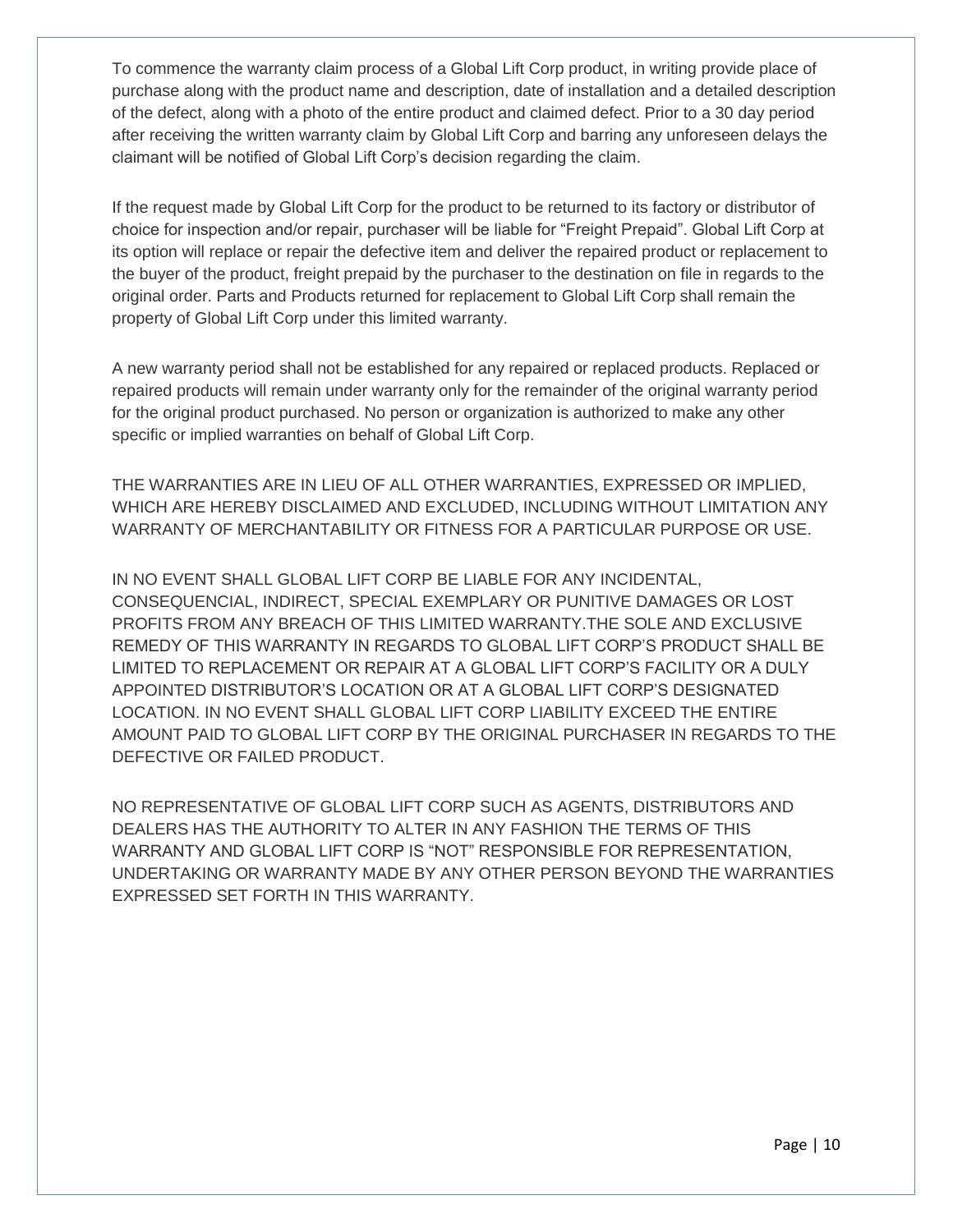To commence the warranty claim process of a Global Lift Corp product, in writing provide place of purchase along with the product name and description, date of installation and a detailed description of the defect, along with a photo of the entire product and claimed defect. Prior to a 30 day period after receiving the written warranty claim by Global Lift Corp and barring any unforeseen delays the claimant will be notified of Global Lift Corp's decision regarding the claim.

If the request made by Global Lift Corp for the product to be returned to its factory or distributor of choice for inspection and/or repair, purchaser will be liable for "Freight Prepaid". Global Lift Corp at its option will replace or repair the defective item and deliver the repaired product or replacement to the buyer of the product, freight prepaid by the purchaser to the destination on file in regards to the original order. Parts and Products returned for replacement to Global Lift Corp shall remain the property of Global Lift Corp under this limited warranty.

A new warranty period shall not be established for any repaired or replaced products. Replaced or repaired products will remain under warranty only for the remainder of the original warranty period for the original product purchased. No person or organization is authorized to make any other specific or implied warranties on behalf of Global Lift Corp.

THE WARRANTIES ARE IN LIEU OF ALL OTHER WARRANTIES, EXPRESSED OR IMPLIED, WHICH ARE HEREBY DISCLAIMED AND EXCLUDED, INCLUDING WITHOUT LIMITATION ANY WARRANTY OF MERCHANTABILITY OR FITNESS FOR A PARTICULAR PURPOSE OR USE.

IN NO EVENT SHALL GLOBAL LIFT CORP BE LIABLE FOR ANY INCIDENTAL, CONSEQUENCIAL, INDIRECT, SPECIAL EXEMPLARY OR PUNITIVE DAMAGES OR LOST PROFITS FROM ANY BREACH OF THIS LIMITED WARRANTY.THE SOLE AND EXCLUSIVE REMEDY OF THIS WARRANTY IN REGARDS TO GLOBAL LIFT CORP'S PRODUCT SHALL BE LIMITED TO REPLACEMENT OR REPAIR AT A GLOBAL LIFT CORP'S FACILITY OR A DULY APPOINTED DISTRIBUTOR'S LOCATION OR AT A GLOBAL LIFT CORP'S DESIGNATED LOCATION. IN NO EVENT SHALL GLOBAL LIFT CORP LIABILITY EXCEED THE ENTIRE AMOUNT PAID TO GLOBAL LIFT CORP BY THE ORIGINAL PURCHASER IN REGARDS TO THE DEFECTIVE OR FAILED PRODUCT.

NO REPRESENTATIVE OF GLOBAL LIFT CORP SUCH AS AGENTS, DISTRIBUTORS AND DEALERS HAS THE AUTHORITY TO ALTER IN ANY FASHION THE TERMS OF THIS WARRANTY AND GLOBAL LIFT CORP IS "NOT" RESPONSIBLE FOR REPRESENTATION, UNDERTAKING OR WARRANTY MADE BY ANY OTHER PERSON BEYOND THE WARRANTIES EXPRESSED SET FORTH IN THIS WARRANTY.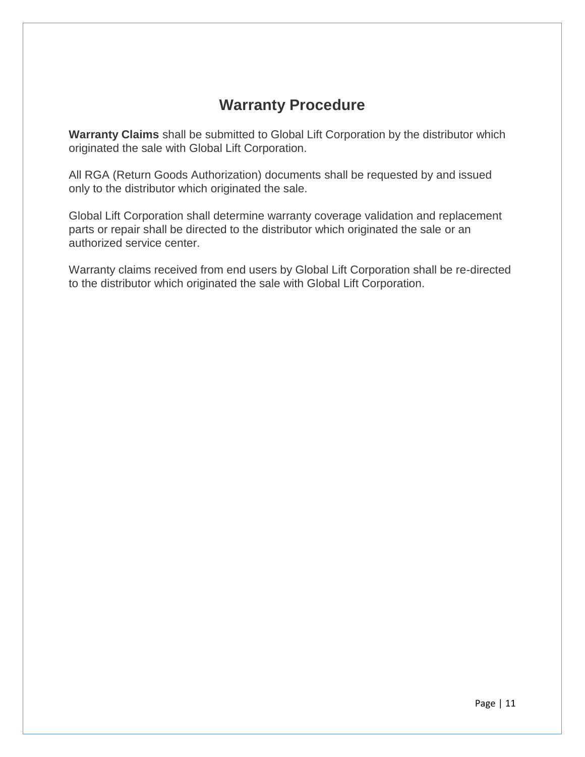# Warranty Procedure

**Warranty Claims** shall be submitted to Global Lift Corporation by the distributor which originated the sale with Global Lift Corporation.

All RGA (Return Goods Authorization) documents shall be requested by and issued only to the distributor which originated the sale.

Global Lift Corporation shall determine warranty coverage validation and replacement parts or repair shall be directed to the distributor which originated the sale or an authorized service center.

Warranty claims received from end users by Global Lift Corporation shall be re-directed to the distributor which originated the sale with Global Lift Corporation.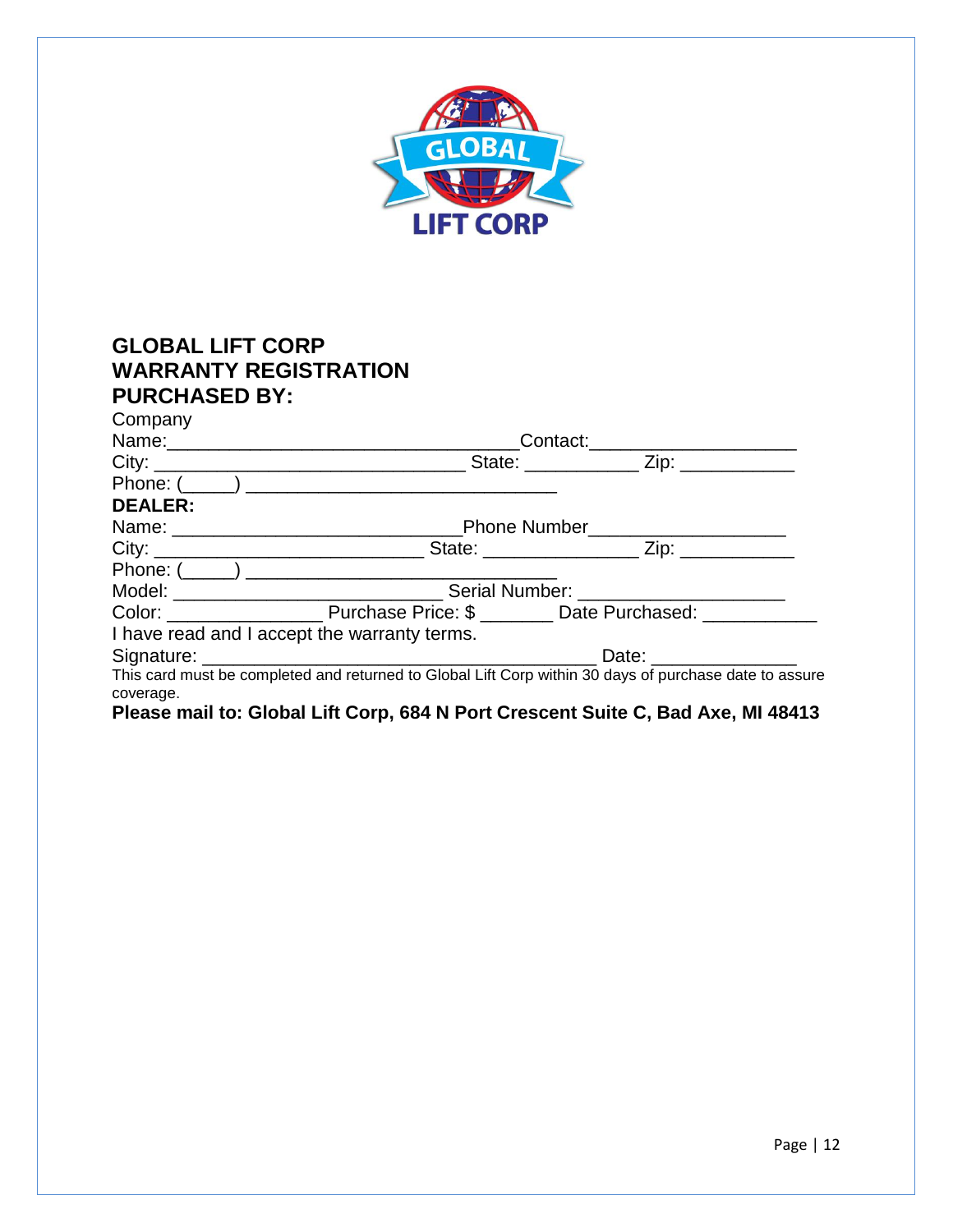**GLOBAL LIFT CORP**
**WARRANTY REGISTRATION**
**PURCHASED BY:**

Company Name:_________________________________Contact:____________________

City: _____________________________ State: ___________ Zip: ___________

Phone: (_____) _____________________________

**DEALER:**

Name: ___________________________Phone Number___________________

City: _________________________ State: _______________ Zip: ___________

Phone: (_____) _____________________________

Model: _________________________ Serial Number: ____________________

Color: _______________ Purchase Price: $ _______ Date Purchased: ___________

I have read and I accept the warranty terms.

Signature: _____________________________________ Date: _____________

This card must be completed and returned to Global Lift Corp within 30 days of purchase date to assure coverage.

**Please mail to: Global Lift Corp, 684 N Port Crescent Suite C, Bad Axe, MI 48413**